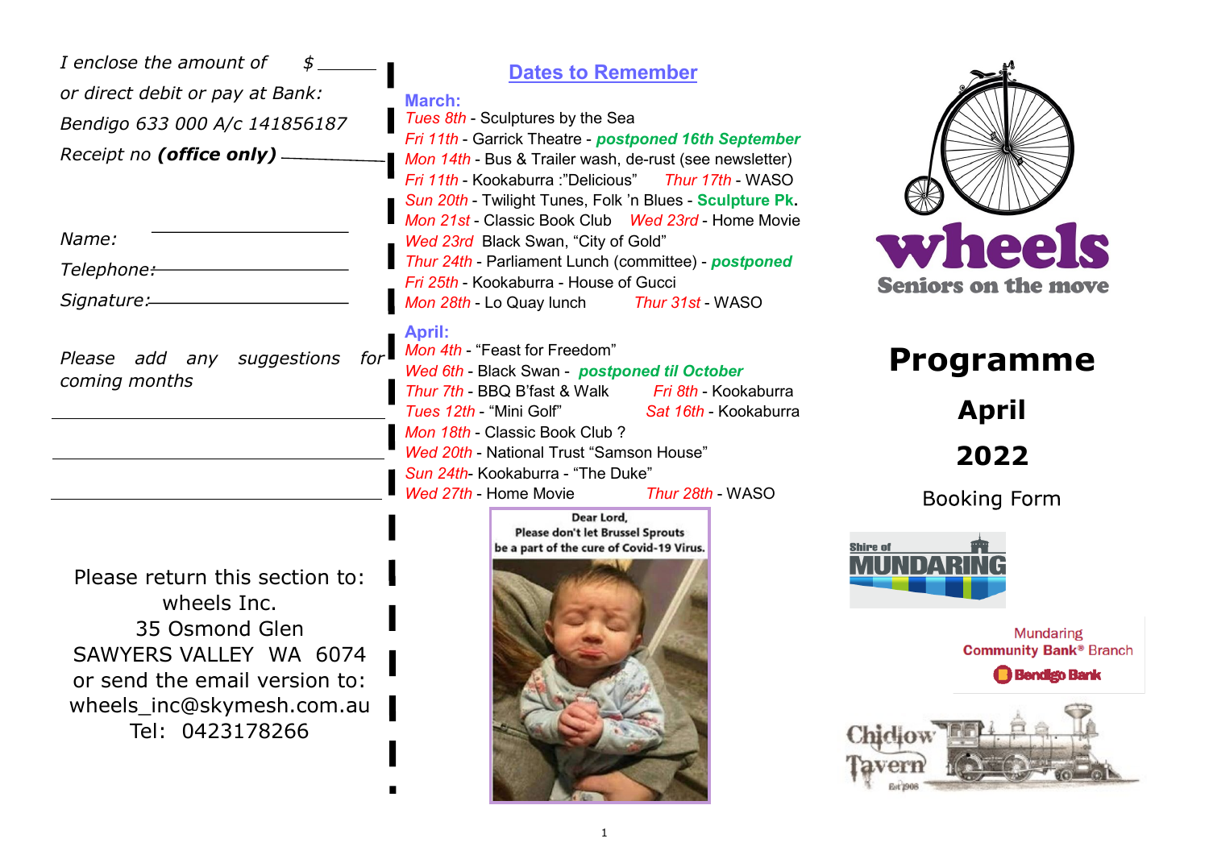*I enclose the amount of $ ________*

*or direct debit or pay at Bank:*

*Bendigo 633 000 A/c 141856187*

*Receipt no **(office only)** ________*

*Name: ________*

*Telephone: ________*

*Signature: ________*

*Please add any suggestions for coming months*

________

________

________

Please return this section to:
wheels Inc.
35 Osmond Glen
SAWYERS VALLEY WA 6074
or send the email version to:
wheels_inc@skymesh.com.au
Tel: 0423178266

## Dates to Remember

**March:**

*Tues 8th* - Sculptures by the Sea
*Fri 11th* - Garrick Theatre - ***postponed 16th September***
*Mon 14th* - Bus & Trailer wash, de-rust (see newsletter)
*Fri 11th* - Kookaburra :"Delicious" *Thur 17th* - WASO
*Sun 20th* - Twilight Tunes, Folk 'n Blues - **Sculpture Pk.**
*Mon 21st* - Classic Book Club *Wed 23rd* - Home Movie
*Wed 23rd* Black Swan, "City of Gold"
*Thur 24th* - Parliament Lunch (committee) - ***postponed***
*Fri 25th* - Kookaburra - House of Gucci
*Mon 28th* - Lo Quay lunch *Thur 31st* - WASO

**April:**

*Mon 4th* - "Feast for Freedom"
*Wed 6th* - Black Swan - ***postponed til October***
*Thur 7th* - BBQ B'fast & Walk *Fri 8th* - Kookaburra
*Tues 12th* - "Mini Golf" *Sat 16th* - Kookaburra
*Mon 18th* - Classic Book Club ?
*Wed 20th* - National Trust "Samson House"
*Sun 24th*- Kookaburra - "The Duke"
*Wed 27th* - Home Movie *Thur 28th* - WASO

Dear Lord,
Please don't let Brussel Sprouts
be a part of the cure of Covid-19 Virus.

# wheels

Seniors on the move

# Programme

## April

## 2022

Booking Form

Shire of MUNDARING

Mundaring Community Bank® Branch
Bendigo Bank

Chidlow Tavern
Est 1908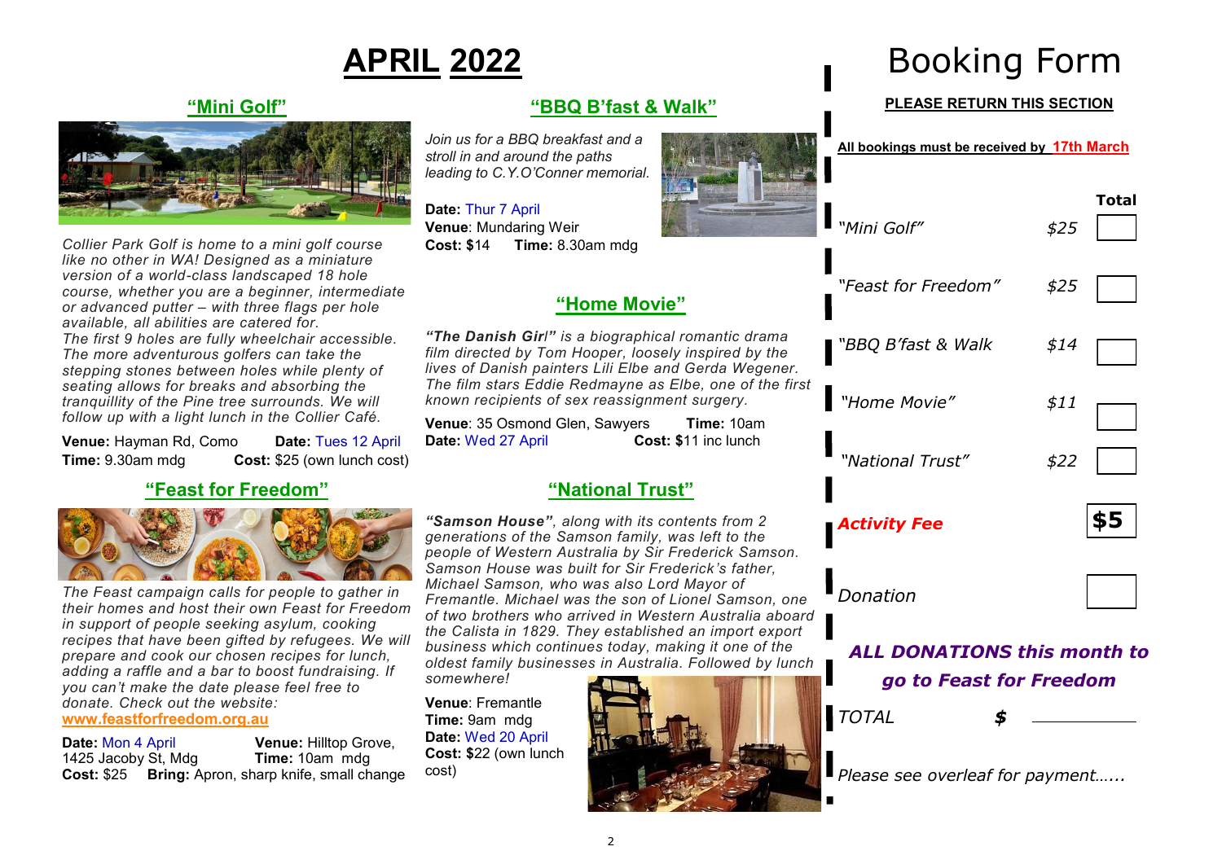# APRIL 2022

## "Mini Golf"

*Collier Park Golf is home to a mini golf course like no other in WA! Designed as a miniature version of a world-class landscaped 18 hole course, whether you are a beginner, intermediate or advanced putter – with three flags per hole available, all abilities are catered for. The first 9 holes are fully wheelchair accessible. The more adventurous golfers can take the stepping stones between holes while plenty of seating allows for breaks and absorbing the tranquillity of the Pine tree surrounds. We will follow up with a light lunch in the Collier Café.*

**Venue:** Hayman Rd, Como **Date:** Tues 12 April
**Time:** 9.30am mdg **Cost:** $25 (own lunch cost)

## "Feast for Freedom"

*The Feast campaign calls for people to gather in their homes and host their own Feast for Freedom in support of people seeking asylum, cooking recipes that have been gifted by refugees. We will prepare and cook our chosen recipes for lunch, adding a raffle and a bar to boost fundraising. If you can't make the date please feel free to donate. Check out the website:*
**www.feastforfreedom.org.au**

**Date:** Mon 4 April **Venue:** Hilltop Grove, 1425 Jacoby St, Mdg **Time:** 10am mdg
**Cost:** $25 **Bring:** Apron, sharp knife, small change

## "BBQ B'fast & Walk"

*Join us for a BBQ breakfast and a stroll in and around the paths leading to C.Y.O'Conner memorial.*

**Date:** Thur 7 April
**Venue**: Mundaring Weir
**Cost: $**14 **Time:** 8.30am mdg

## "Home Movie"

***"The Danish Girl"** is a biographical romantic drama film directed by Tom Hooper, loosely inspired by the lives of Danish painters Lili Elbe and Gerda Wegener. The film stars Eddie Redmayne as Elbe, one of the first known recipients of sex reassignment surgery.*

**Venue**: 35 Osmond Glen, Sawyers **Time:** 10am
**Date:** Wed 27 April **Cost: $**11 inc lunch

## "National Trust"

***"Samson House"**, along with its contents from 2 generations of the Samson family, was left to the people of Western Australia by Sir Frederick Samson. Samson House was built for Sir Frederick's father, Michael Samson, who was also Lord Mayor of Fremantle. Michael was the son of Lionel Samson, one of two brothers who arrived in Western Australia aboard the Calista in 1829. They established an import export business which continues today, making it one of the oldest family businesses in Australia. Followed by lunch somewhere!*

**Venue**: Fremantle
**Time:** 9am mdg
**Date:** Wed 20 April
**Cost:** $22 (own lunch cost)

# Booking Form

**PLEASE RETURN THIS SECTION**

**All bookings must be received by 17th March**

| | | Total |
|---|---|---|
| *"Mini Golf"* | *$25* | |
| *"Feast for Freedom"* | *$25* | |
| *"BBQ B'fast & Walk* | *$14* | |
| *"Home Movie"* | *$11* | |
| *"National Trust"* | *$22* | |
| ***Activity Fee*** | | **$5** |
| *Donation* | | |

***ALL DONATIONS this month to go to Feast for Freedom***

*TOTAL* ***$*** ________

*Please see overleaf for payment......*